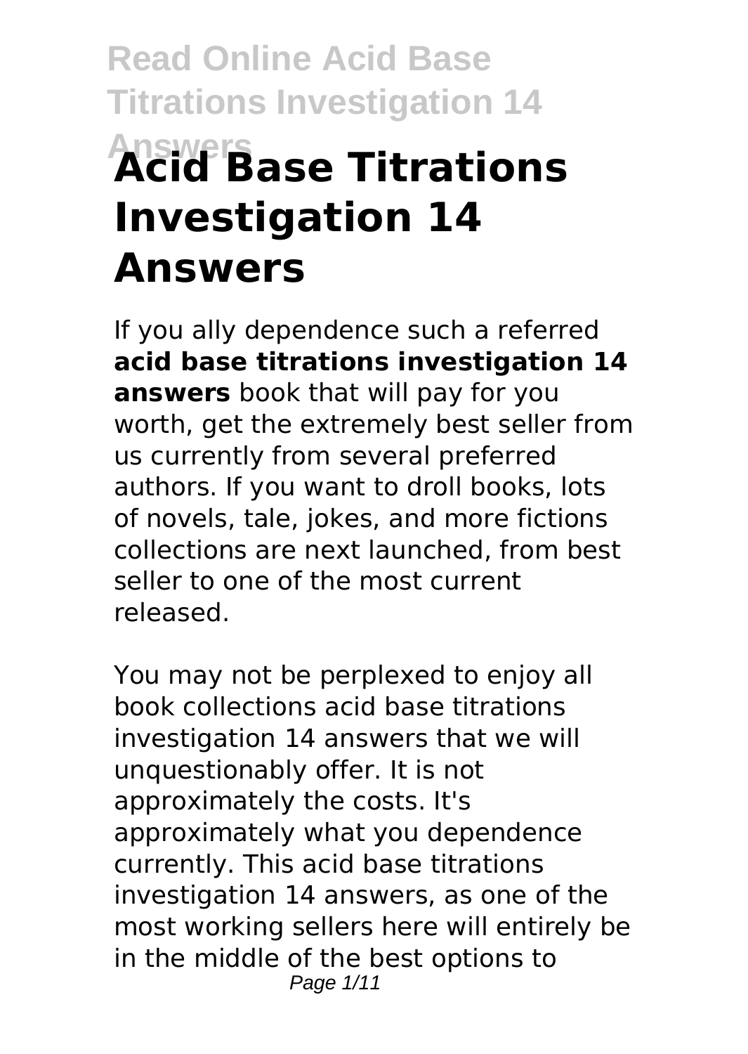# Acid Base Titrations Investigation 14 Answers

If you ally dependence such a referred **acid base titrations investigation 14 answers** book that will pay for you worth, get the extremely best seller from us currently from several preferred authors. If you want to droll books, lots of novels, tale, jokes, and more fictions collections are next launched, from best seller to one of the most current released.

You may not be perplexed to enjoy all book collections acid base titrations investigation 14 answers that we will unquestionably offer. It is not approximately the costs. It's approximately what you dependence currently. This acid base titrations investigation 14 answers, as one of the most working sellers here will entirely be in the middle of the best options to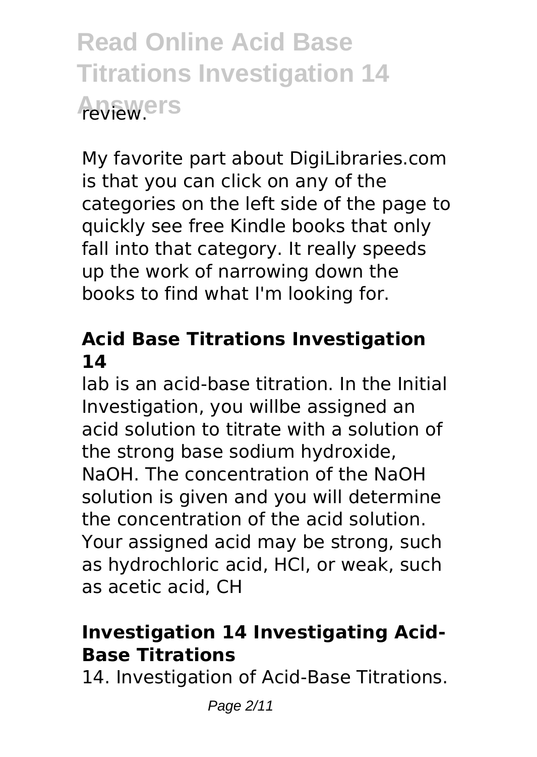review.

My favorite part about DigiLibraries.com is that you can click on any of the categories on the left side of the page to quickly see free Kindle books that only fall into that category. It really speeds up the work of narrowing down the books to find what I'm looking for.

## Acid Base Titrations Investigation 14

lab is an acid-base titration. In the Initial Investigation, you willbe assigned an acid solution to titrate with a solution of the strong base sodium hydroxide, NaOH. The concentration of the NaOH solution is given and you will determine the concentration of the acid solution. Your assigned acid may be strong, such as hydrochloric acid, HCl, or weak, such as acetic acid, CH

## Investigation 14 Investigating Acid-Base Titrations

14. Investigation of Acid-Base Titrations.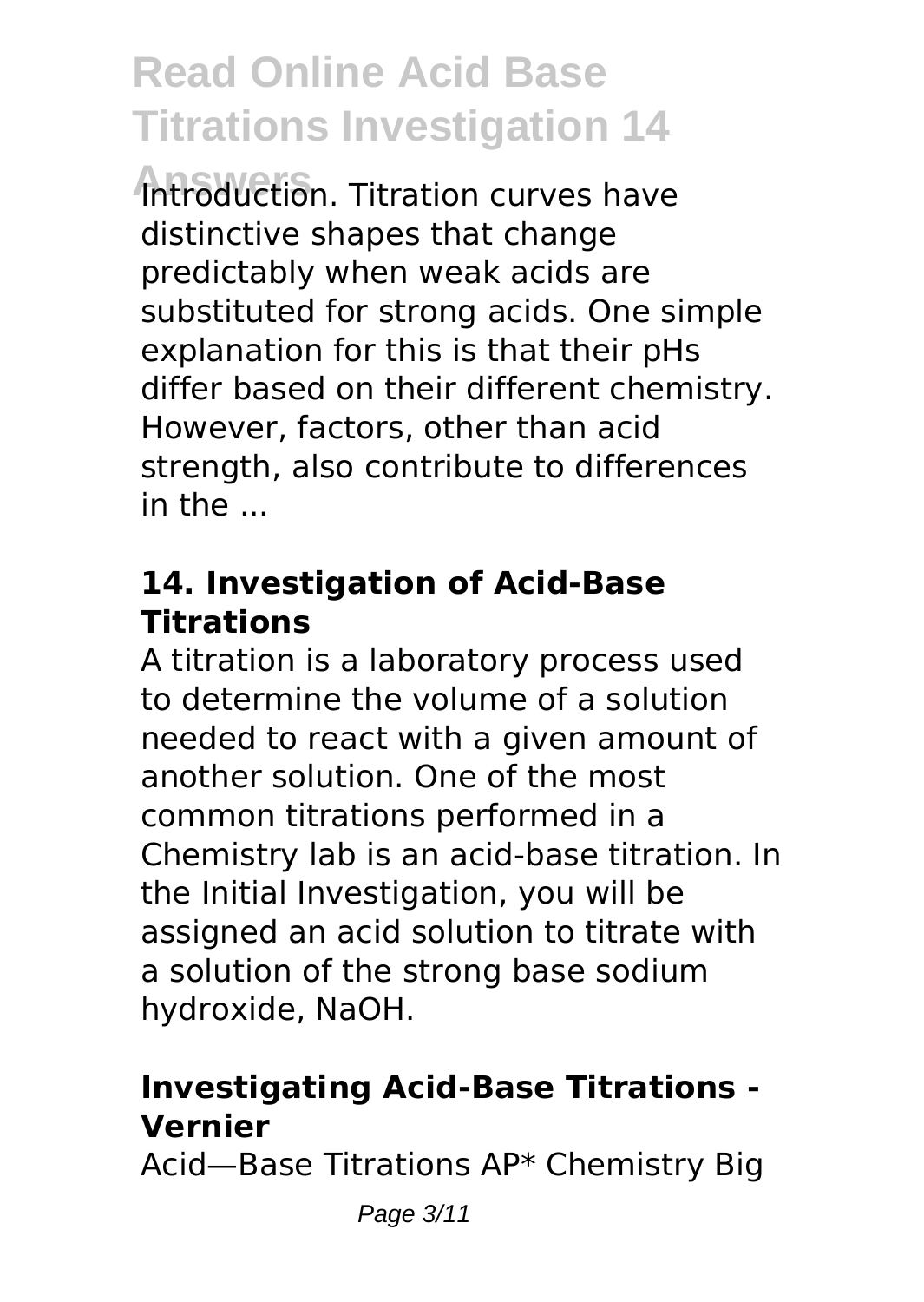Introduction. Titration curves have distinctive shapes that change predictably when weak acids are substituted for strong acids. One simple explanation for this is that their pHs differ based on their different chemistry. However, factors, other than acid strength, also contribute to differences in the ...

### 14. Investigation of Acid-Base Titrations

A titration is a laboratory process used to determine the volume of a solution needed to react with a given amount of another solution. One of the most common titrations performed in a Chemistry lab is an acid-base titration. In the Initial Investigation, you will be assigned an acid solution to titrate with a solution of the strong base sodium hydroxide, NaOH.

### Investigating Acid-Base Titrations - Vernier

Acid—Base Titrations AP* Chemistry Big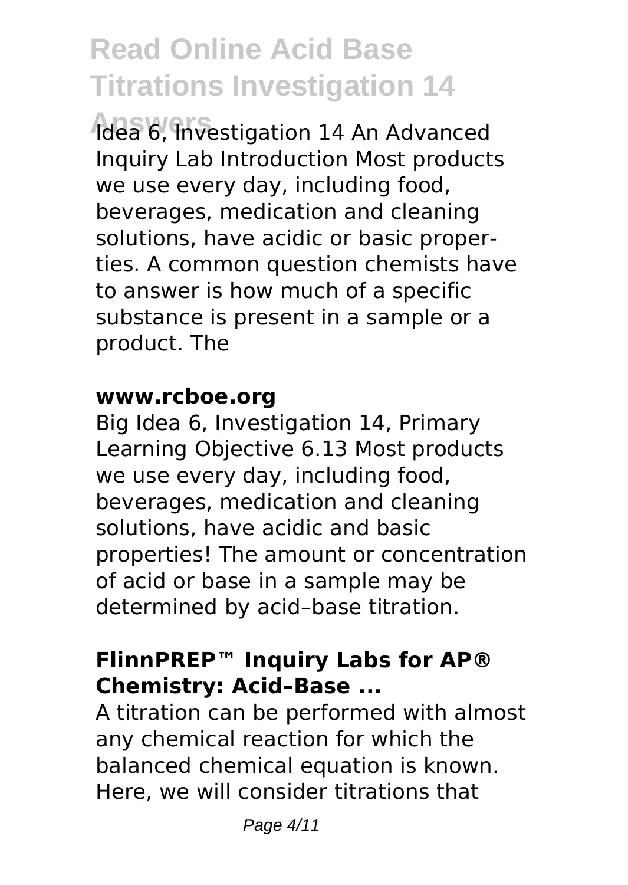Idea 6, Investigation 14 An Advanced Inquiry Lab Introduction Most products we use every day, including food, beverages, medication and cleaning solutions, have acidic or basic properties. A common question chemists have to answer is how much of a specific substance is present in a sample or a product. The

#### **www.rcboe.org**

Big Idea 6, Investigation 14, Primary Learning Objective 6.13 Most products we use every day, including food, beverages, medication and cleaning solutions, have acidic and basic properties! The amount or concentration of acid or base in a sample may be determined by acid–base titration.

#### **FlinnPREP™ Inquiry Labs for AP® Chemistry: Acid–Base ...**

A titration can be performed with almost any chemical reaction for which the balanced chemical equation is known. Here, we will consider titrations that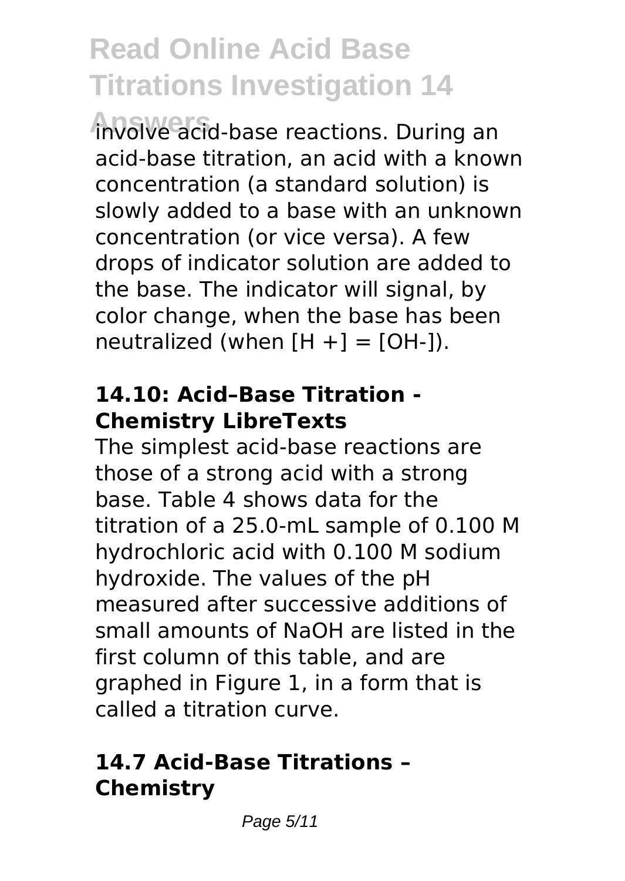involve acid-base reactions. During an acid-base titration, an acid with a known concentration (a standard solution) is slowly added to a base with an unknown concentration (or vice versa). A few drops of indicator solution are added to the base. The indicator will signal, by color change, when the base has been neutralized (when $[H^+] = [OH^-]$).

## 14.10: Acid–Base Titration - Chemistry LibreTexts

The simplest acid-base reactions are those of a strong acid with a strong base. Table 4 shows data for the titration of a 25.0-mL sample of 0.100 M hydrochloric acid with 0.100 M sodium hydroxide. The values of the pH measured after successive additions of small amounts of NaOH are listed in the first column of this table, and are graphed in Figure 1, in a form that is called a titration curve.

## 14.7 Acid-Base Titrations – Chemistry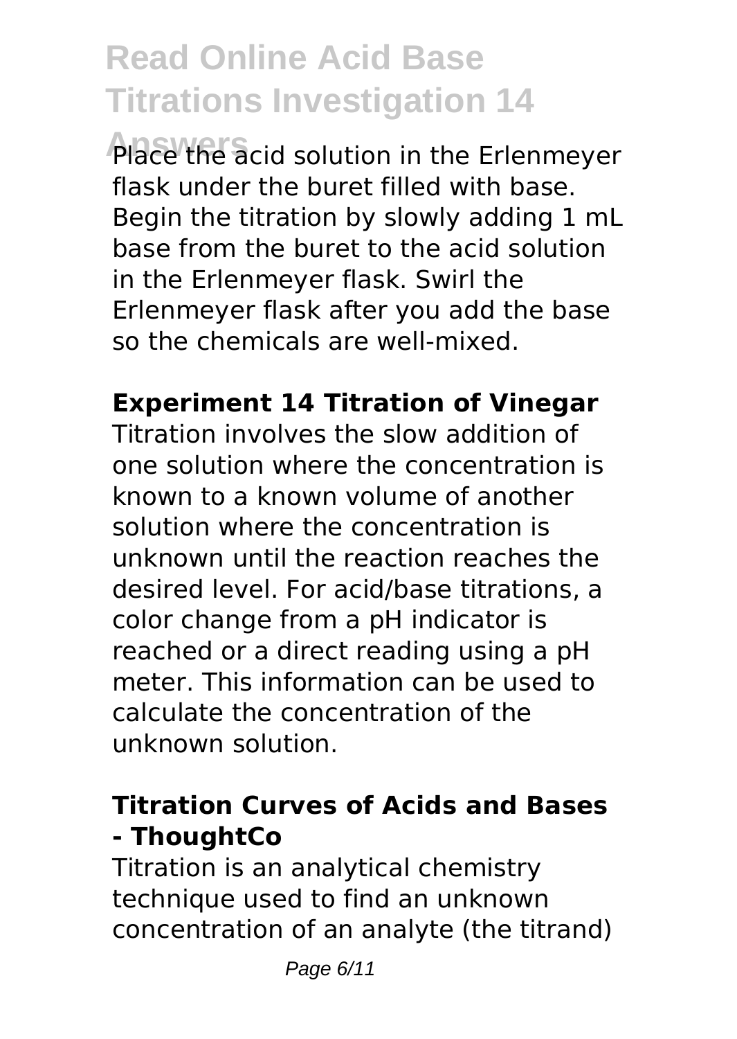Place the acid solution in the Erlenmeyer flask under the buret filled with base. Begin the titration by slowly adding 1 mL base from the buret to the acid solution in the Erlenmeyer flask. Swirl the Erlenmeyer flask after you add the base so the chemicals are well-mixed.

**Experiment 14 Titration of Vinegar**

Titration involves the slow addition of one solution where the concentration is known to a known volume of another solution where the concentration is unknown until the reaction reaches the desired level. For acid/base titrations, a color change from a pH indicator is reached or a direct reading using a pH meter. This information can be used to calculate the concentration of the unknown solution.

**Titration Curves of Acids and Bases - ThoughtCo**

Titration is an analytical chemistry technique used to find an unknown concentration of an analyte (the titrand)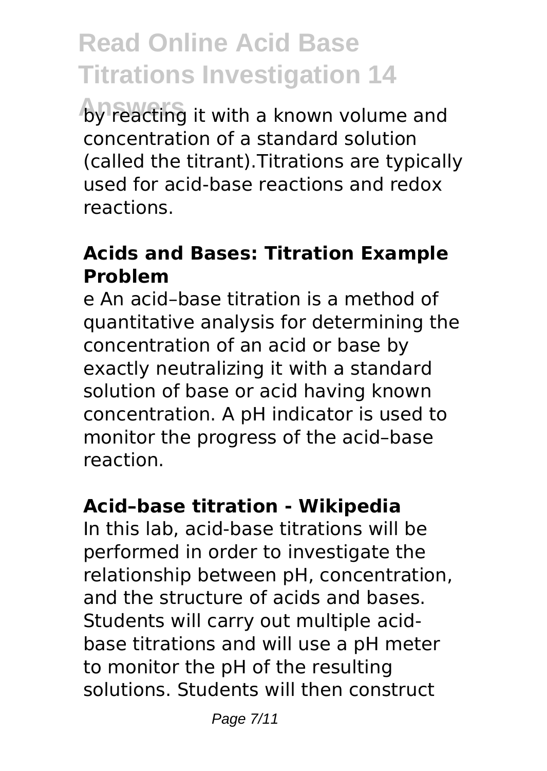by reacting it with a known volume and concentration of a standard solution (called the titrant).Titrations are typically used for acid-base reactions and redox reactions.

### Acids and Bases: Titration Example Problem

e An acid–base titration is a method of quantitative analysis for determining the concentration of an acid or base by exactly neutralizing it with a standard solution of base or acid having known concentration. A pH indicator is used to monitor the progress of the acid–base reaction.

### Acid–base titration - Wikipedia

In this lab, acid-base titrations will be performed in order to investigate the relationship between pH, concentration, and the structure of acids and bases. Students will carry out multiple acid-base titrations and will use a pH meter to monitor the pH of the resulting solutions. Students will then construct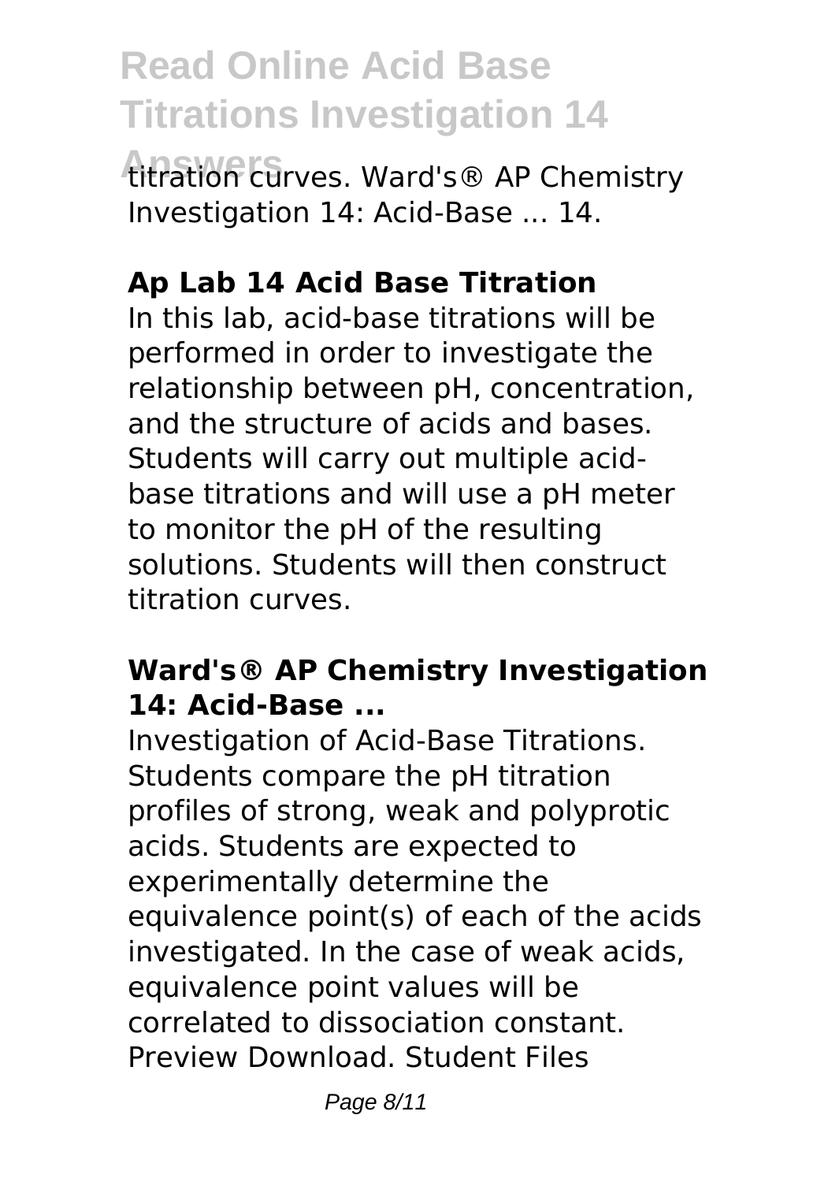titration curves. Ward's® AP Chemistry Investigation 14: Acid-Base ... 14.

### Ap Lab 14 Acid Base Titration

In this lab, acid-base titrations will be performed in order to investigate the relationship between pH, concentration, and the structure of acids and bases. Students will carry out multiple acid-base titrations and will use a pH meter to monitor the pH of the resulting solutions. Students will then construct titration curves.

### Ward's® AP Chemistry Investigation 14: Acid-Base ...

Investigation of Acid-Base Titrations. Students compare the pH titration profiles of strong, weak and polyprotic acids. Students are expected to experimentally determine the equivalence point(s) of each of the acids investigated. In the case of weak acids, equivalence point values will be correlated to dissociation constant. Preview Download. Student Files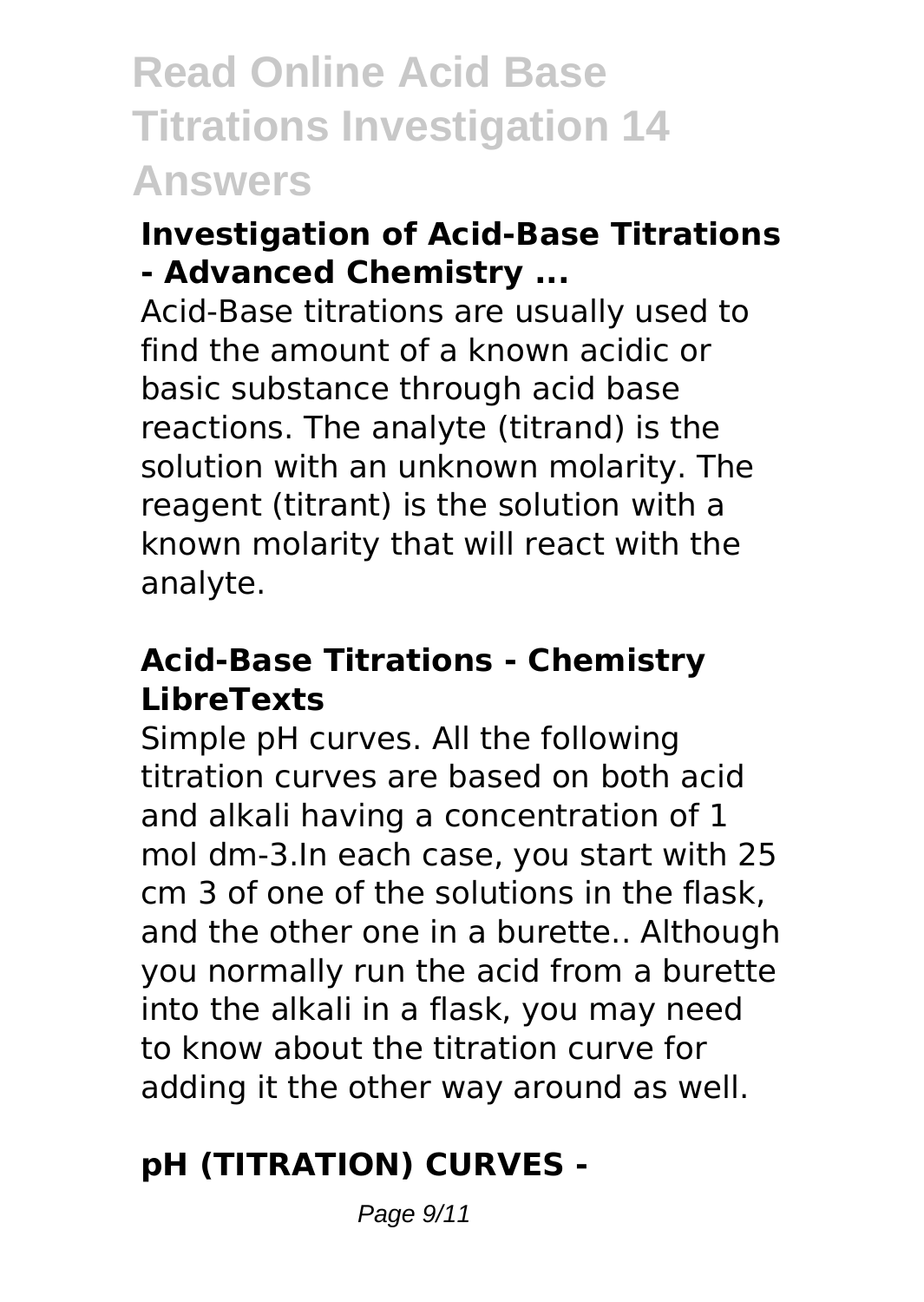## Investigation of Acid-Base Titrations - Advanced Chemistry ...

Acid-Base titrations are usually used to find the amount of a known acidic or basic substance through acid base reactions. The analyte (titrand) is the solution with an unknown molarity. The reagent (titrant) is the solution with a known molarity that will react with the analyte.

## Acid-Base Titrations - Chemistry LibreTexts

Simple pH curves. All the following titration curves are based on both acid and alkali having a concentration of 1 mol dm-3.In each case, you start with 25 $cm^3$ of one of the solutions in the flask, and the other one in a burette.. Although you normally run the acid from a burette into the alkali in a flask, you may need to know about the titration curve for adding it the other way around as well.

## pH (TITRATION) CURVES -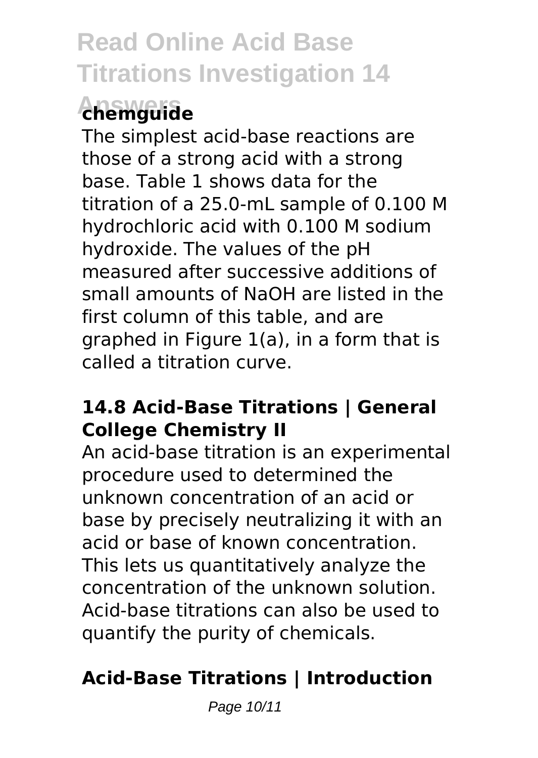## chemguide

The simplest acid-base reactions are those of a strong acid with a strong base. Table 1 shows data for the titration of a 25.0-mL sample of 0.100 M hydrochloric acid with 0.100 M sodium hydroxide. The values of the pH measured after successive additions of small amounts of NaOH are listed in the first column of this table, and are graphed in Figure 1(a), in a form that is called a titration curve.

### 14.8 Acid-Base Titrations | General College Chemistry II

An acid-base titration is an experimental procedure used to determined the unknown concentration of an acid or base by precisely neutralizing it with an acid or base of known concentration. This lets us quantitatively analyze the concentration of the unknown solution. Acid-base titrations can also be used to quantify the purity of chemicals.

### Acid-Base Titrations | Introduction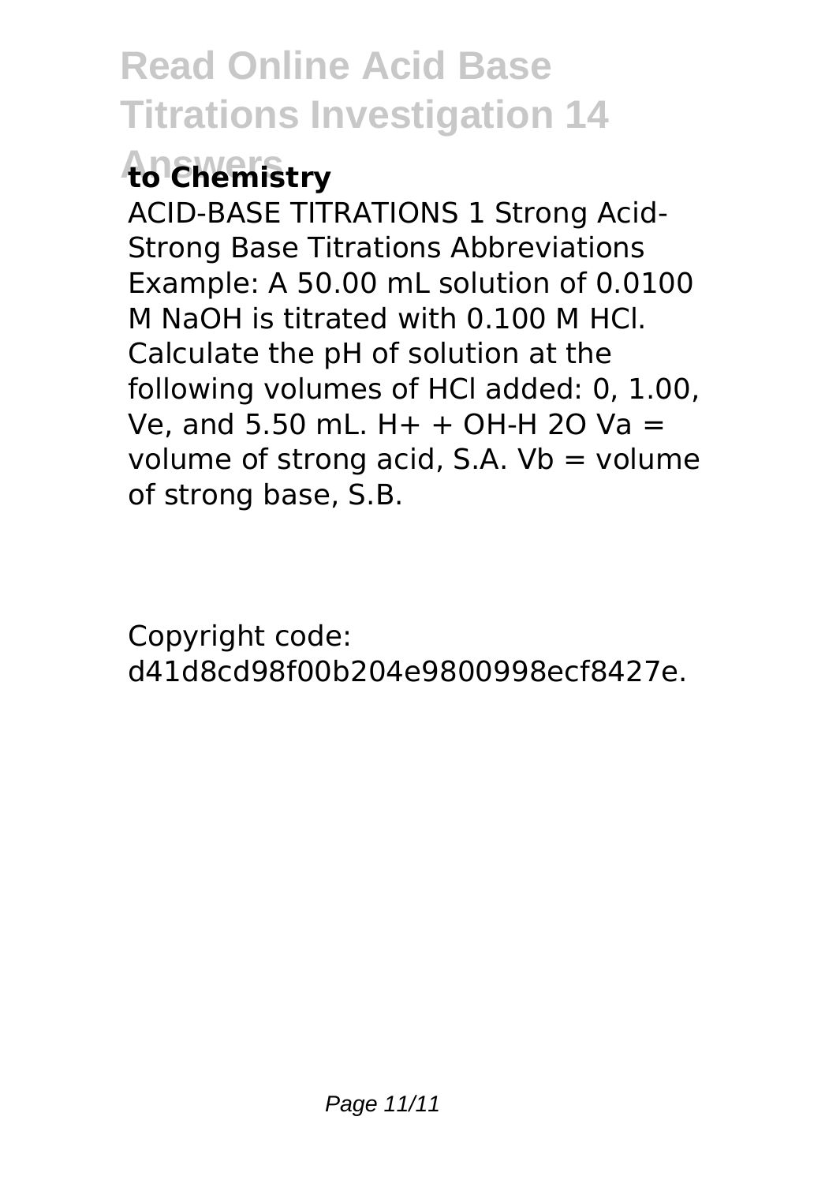# Read Online Acid Base Titrations Investigation 14 Answers

## to Chemistry

ACID-BASE TITRATIONS 1 Strong Acid-Strong Base Titrations Abbreviations Example: A 50.00 mL solution of 0.0100 M NaOH is titrated with 0.100 M HCl. Calculate the pH of solution at the following volumes of HCl added: 0, 1.00, Ve, and 5.50 mL. $H^+$ + $OH^-$ $H_2O$ Va = volume of strong acid, S.A. Vb = volume of strong base, S.B.

Copyright code: d41d8cd98f00b204e9800998ecf8427e.